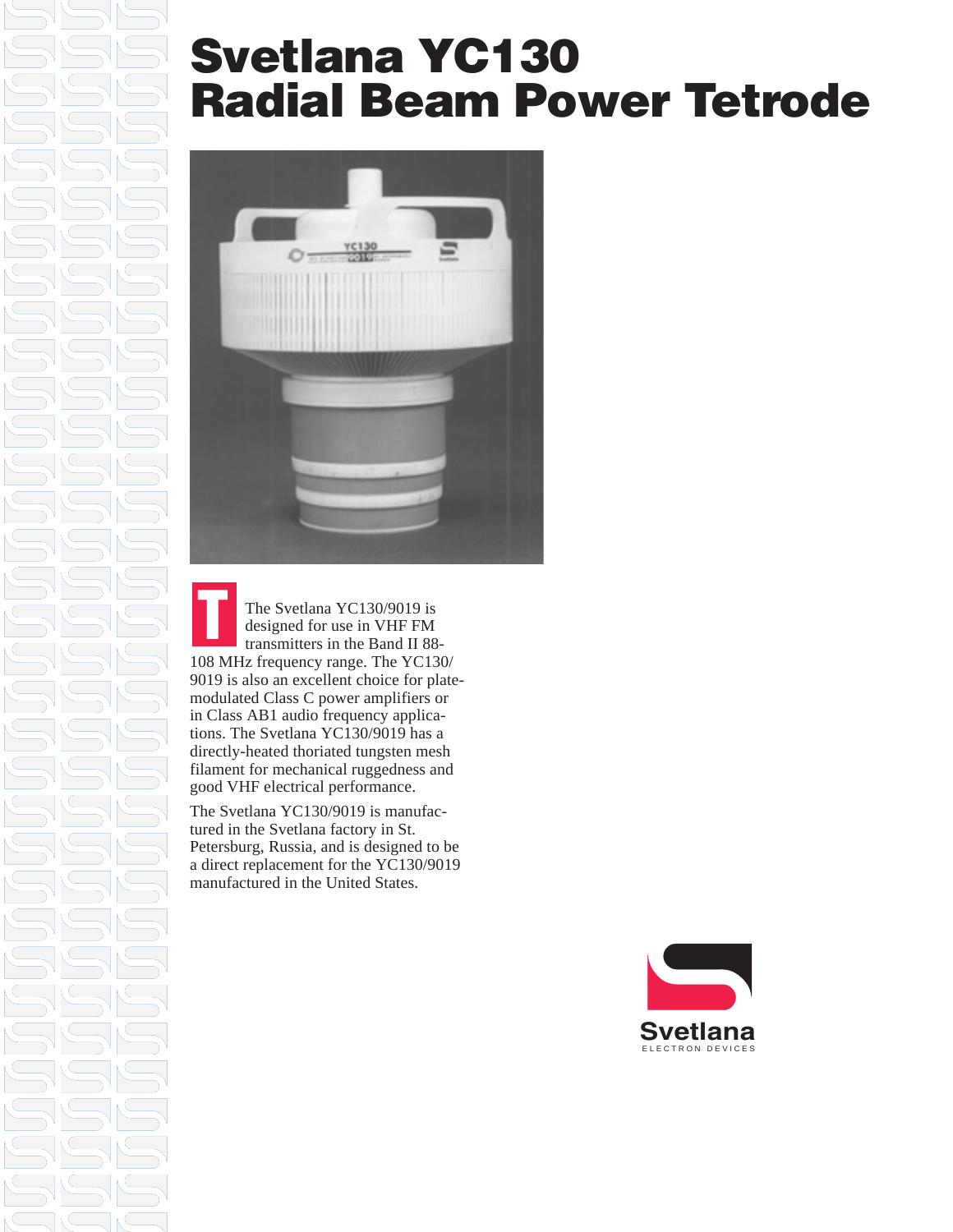# Svetlana YC130 Radial Beam Power Tetrode

The Svetlana YC130/9019 is designed for use in VHF FM transmitters in the Band II 88-108 MHz frequency range. The YC130/9019 is also an excellent choice for plate-modulated Class C power amplifiers or in Class AB1 audio frequency applications. The Svetlana YC130/9019 has a directly-heated thoriated tungsten mesh filament for mechanical ruggedness and good VHF electrical performance.

The Svetlana YC130/9019 is manufactured in the Svetlana factory in St. Petersburg, Russia, and is designed to be a direct replacement for the YC130/9019 manufactured in the United States.

Svetlana
ELECTRON DEVICES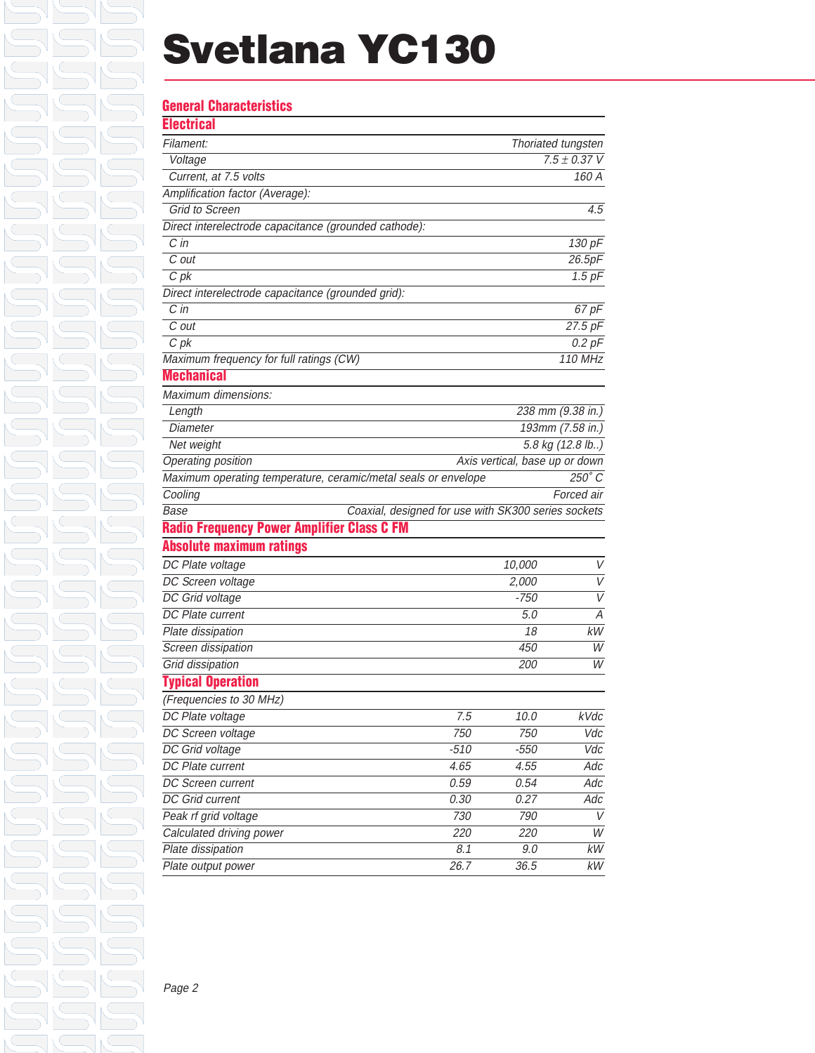# Svetlana YC130

## General Characteristics

### Electrical

| | |
|---|---|
| Filament: | Thoriated tungsten |
| Voltage | 7.5 ± 0.37 V |
| Current, at 7.5 volts | 160 A |
| Amplification factor (Average): | |
| Grid to Screen | 4.5 |
| Direct interelectrode capacitance (grounded cathode): | |
| C in | 130 pF |
| C out | 26.5pF |
| C pk | 1.5 pF |
| Direct interelectrode capacitance (grounded grid): | |
| C in | 67 pF |
| C out | 27.5 pF |
| C pk | 0.2 pF |
| Maximum frequency for full ratings (CW) | 110 MHz |

### Mechanical

| | |
|---|---|
| Maximum dimensions: | |
| Length | 238 mm (9.38 in.) |
| Diameter | 193mm (7.58 in.) |
| Net weight | 5.8 kg (12.8 lb..) |
| Operating position | Axis vertical, base up or down |
| Maximum operating temperature, ceramic/metal seals or envelope | 250° C |
| Cooling | Forced air |
| Base | Coaxial, designed for use with SK300 series sockets |

## Radio Frequency Power Amplifier Class C FM

### Absolute maximum ratings

| | | |
|---|---|---|
| DC Plate voltage | 10,000 | V |
| DC Screen voltage | 2,000 | V |
| DC Grid voltage | -750 | V |
| DC Plate current | 5.0 | A |
| Plate dissipation | 18 | kW |
| Screen dissipation | 450 | W |
| Grid dissipation | 200 | W |

### Typical Operation

(Frequencies to 30 MHz)

| | | | |
|---|---|---|---|
| DC Plate voltage | 7.5 | 10.0 | kVdc |
| DC Screen voltage | 750 | 750 | Vdc |
| DC Grid voltage | -510 | -550 | Vdc |
| DC Plate current | 4.65 | 4.55 | Adc |
| DC Screen current | 0.59 | 0.54 | Adc |
| DC Grid current | 0.30 | 0.27 | Adc |
| Peak rf grid voltage | 730 | 790 | V |
| Calculated driving power | 220 | 220 | W |
| Plate dissipation | 8.1 | 9.0 | kW |
| Plate output power | 26.7 | 36.5 | kW |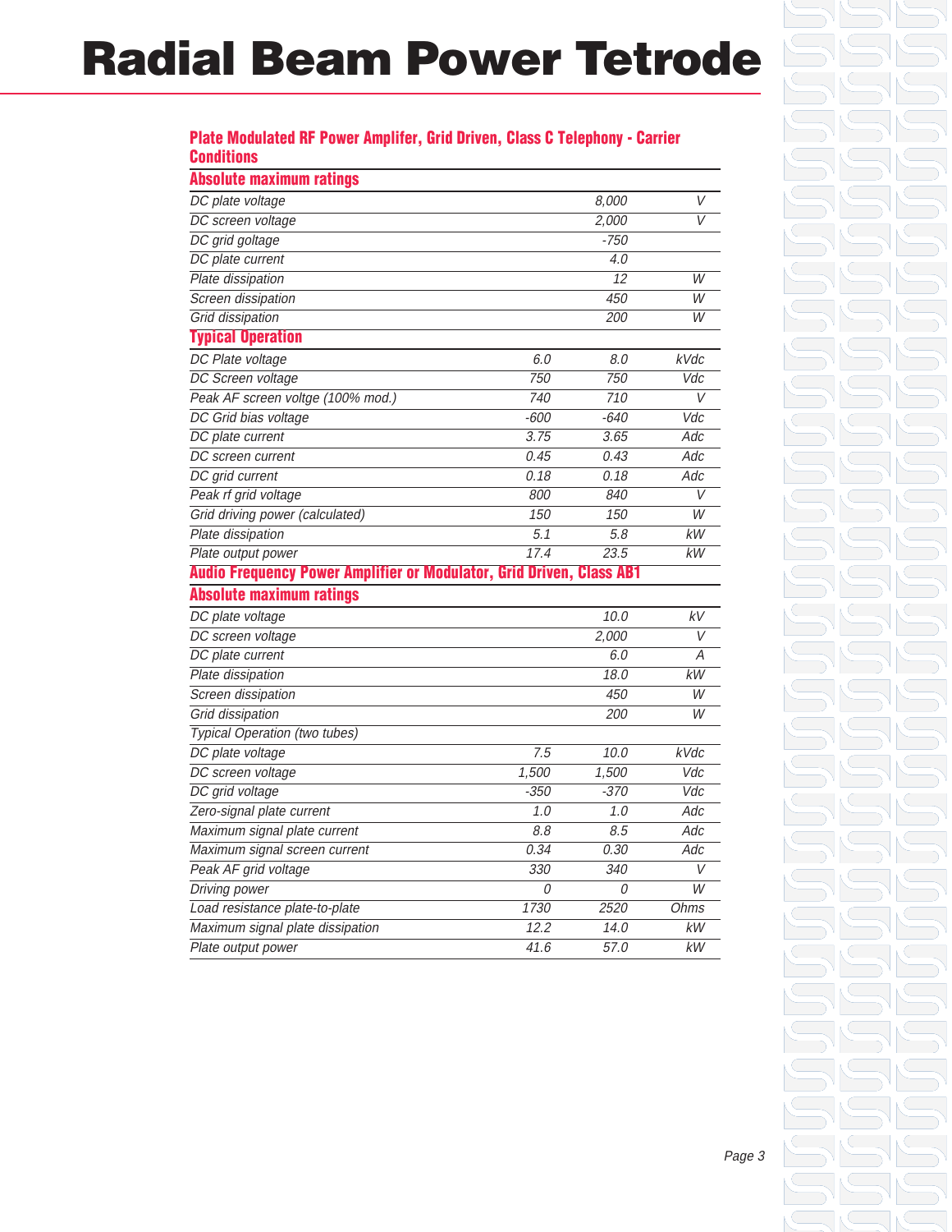# Radial Beam Power Tetrode

## Plate Modulated RF Power Amplifer, Grid Driven, Class C Telephony - Carrier Conditions

### Absolute maximum ratings

| | | |
|---|---|---|
| DC plate voltage | 8,000 | V |
| DC screen voltage | 2,000 | V |
| DC grid goltage | -750 | |
| DC plate current | 4.0 | |
| Plate dissipation | 12 | W |
| Screen dissipation | 450 | W |
| Grid dissipation | 200 | W |

### Typical Operation

| | | | |
|---|---|---|---|
| DC Plate voltage | 6.0 | 8.0 | kVdc |
| DC Screen voltage | 750 | 750 | Vdc |
| Peak AF screen voltge (100% mod.) | 740 | 710 | V |
| DC Grid bias voltage | -600 | -640 | Vdc |
| DC plate current | 3.75 | 3.65 | Adc |
| DC screen current | 0.45 | 0.43 | Adc |
| DC grid current | 0.18 | 0.18 | Adc |
| Peak rf grid voltage | 800 | 840 | V |
| Grid driving power (calculated) | 150 | 150 | W |
| Plate dissipation | 5.1 | 5.8 | kW |
| Plate output power | 17.4 | 23.5 | kW |

## Audio Frequency Power Amplifier or Modulator, Grid Driven, Class AB1

### Absolute maximum ratings

| | | | |
|---|---|---|---|
| DC plate voltage | | 10.0 | kV |
| DC screen voltage | | 2,000 | V |
| DC plate current | | 6.0 | A |
| Plate dissipation | | 18.0 | kW |
| Screen dissipation | | 450 | W |
| Grid dissipation | | 200 | W |
| Typical Operation (two tubes) | | | |
| DC plate voltage | 7.5 | 10.0 | kVdc |
| DC screen voltage | 1,500 | 1,500 | Vdc |
| DC grid voltage | -350 | -370 | Vdc |
| Zero-signal plate current | 1.0 | 1.0 | Adc |
| Maximum signal plate current | 8.8 | 8.5 | Adc |
| Maximum signal screen current | 0.34 | 0.30 | Adc |
| Peak AF grid voltage | 330 | 340 | V |
| Driving power | 0 | 0 | W |
| Load resistance plate-to-plate | 1730 | 2520 | Ohms |
| Maximum signal plate dissipation | 12.2 | 14.0 | kW |
| Plate output power | 41.6 | 57.0 | kW |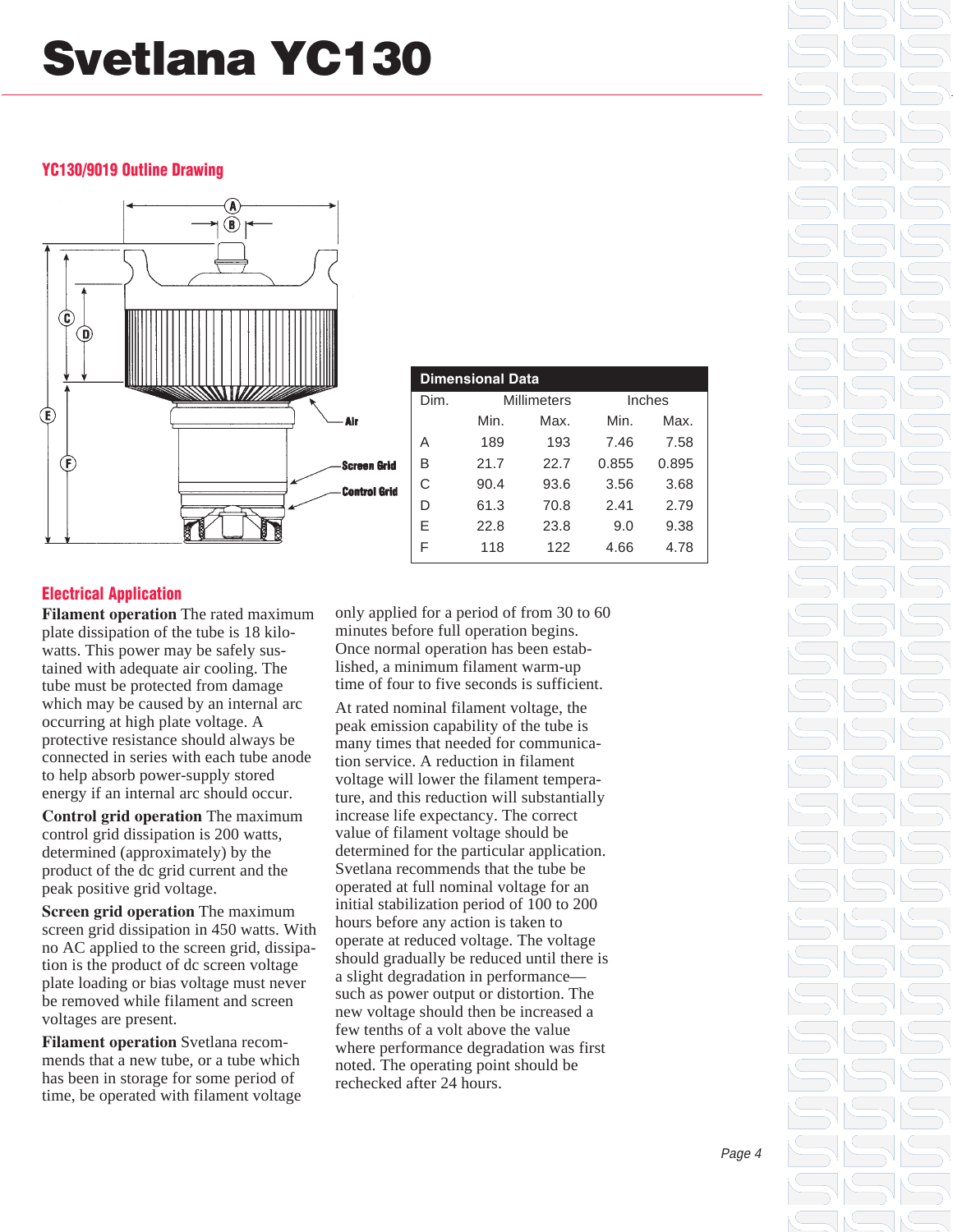# Svetlana YC130

## YC130/9019 Outline Drawing

| Dimensional Data | | | | |
|---|---|---|---|---|
| Dim. | Millimeters | | Inches | |
| | Min. | Max. | Min. | Max. |
| A | 189 | 193 | 7.46 | 7.58 |
| B | 21.7 | 22.7 | 0.855 | 0.895 |
| C | 90.4 | 93.6 | 3.56 | 3.68 |
| D | 61.3 | 70.8 | 2.41 | 2.79 |
| E | 22.8 | 23.8 | 9.0 | 9.38 |
| F | 118 | 122 | 4.66 | 4.78 |

## Electrical Application

**Filament operation** The rated maximum plate dissipation of the tube is 18 kilowatts. This power may be safely sustained with adequate air cooling. The tube must be protected from damage which may be caused by an internal arc occurring at high plate voltage. A protective resistance should always be connected in series with each tube anode to help absorb power-supply stored energy if an internal arc should occur.

**Control grid operation** The maximum control grid dissipation is 200 watts, determined (approximately) by the product of the dc grid current and the peak positive grid voltage.

**Screen grid operation** The maximum screen grid dissipation in 450 watts. With no AC applied to the screen grid, dissipation is the product of dc screen voltage plate loading or bias voltage must never be removed while filament and screen voltages are present.

**Filament operation** Svetlana recommends that a new tube, or a tube which has been in storage for some period of time, be operated with filament voltage only applied for a period of from 30 to 60 minutes before full operation begins. Once normal operation has been established, a minimum filament warm-up time of four to five seconds is sufficient.

At rated nominal filament voltage, the peak emission capability of the tube is many times that needed for communication service. A reduction in filament voltage will lower the filament temperature, and this reduction will substantially increase life expectancy. The correct value of filament voltage should be determined for the particular application. Svetlana recommends that the tube be operated at full nominal voltage for an initial stabilization period of 100 to 200 hours before any action is taken to operate at reduced voltage. The voltage should gradually be reduced until there is a slight degradation in performance—such as power output or distortion. The new voltage should then be increased a few tenths of a volt above the value where performance degradation was first noted. The operating point should be rechecked after 24 hours.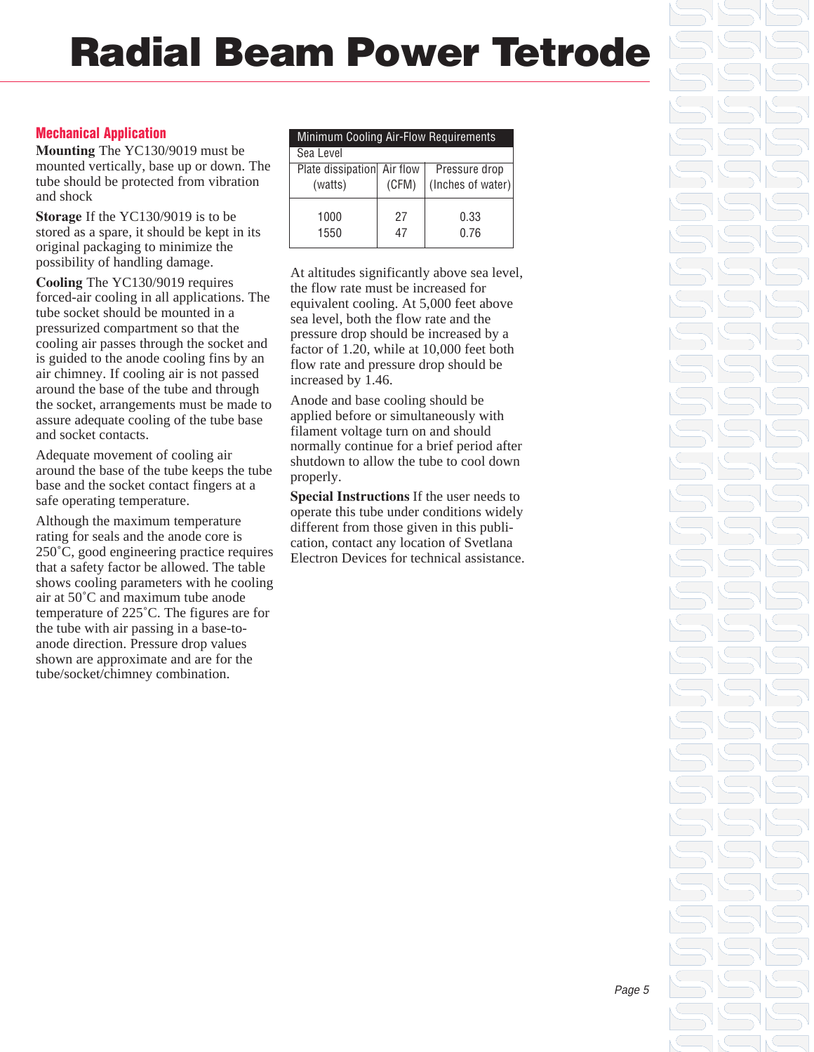# Radial Beam Power Tetrode

## Mechanical Application

**Mounting** The YC130/9019 must be mounted vertically, base up or down. The tube should be protected from vibration and shock

**Storage** If the YC130/9019 is to be stored as a spare, it should be kept in its original packaging to minimize the possibility of handling damage.

**Cooling** The YC130/9019 requires forced-air cooling in all applications. The tube socket should be mounted in a pressurized compartment so that the cooling air passes through the socket and is guided to the anode cooling fins by an air chimney. If cooling air is not passed around the base of the tube and through the socket, arrangements must be made to assure adequate cooling of the tube base and socket contacts.

Adequate movement of cooling air around the base of the tube keeps the tube base and the socket contact fingers at a safe operating temperature.

Although the maximum temperature rating for seals and the anode core is 250˚C, good engineering practice requires that a safety factor be allowed. The table shows cooling parameters with he cooling air at 50˚C and maximum tube anode temperature of 225˚C. The figures are for the tube with air passing in a base-to-anode direction. Pressure drop values shown are approximate and are for the tube/socket/chimney combination.

| Minimum Cooling Air-Flow Requirements | | |
|---|---|---|
| Sea Level | | |
| Plate dissipation (watts) | Air flow (CFM) | Pressure drop (Inches of water) |
| 1000 | 27 | 0.33 |
| 1550 | 47 | 0.76 |

At altitudes significantly above sea level, the flow rate must be increased for equivalent cooling. At 5,000 feet above sea level, both the flow rate and the pressure drop should be increased by a factor of 1.20, while at 10,000 feet both flow rate and pressure drop should be increased by 1.46.

Anode and base cooling should be applied before or simultaneously with filament voltage turn on and should normally continue for a brief period after shutdown to allow the tube to cool down properly.

**Special Instructions** If the user needs to operate this tube under conditions widely different from those given in this publication, contact any location of Svetlana Electron Devices for technical assistance.